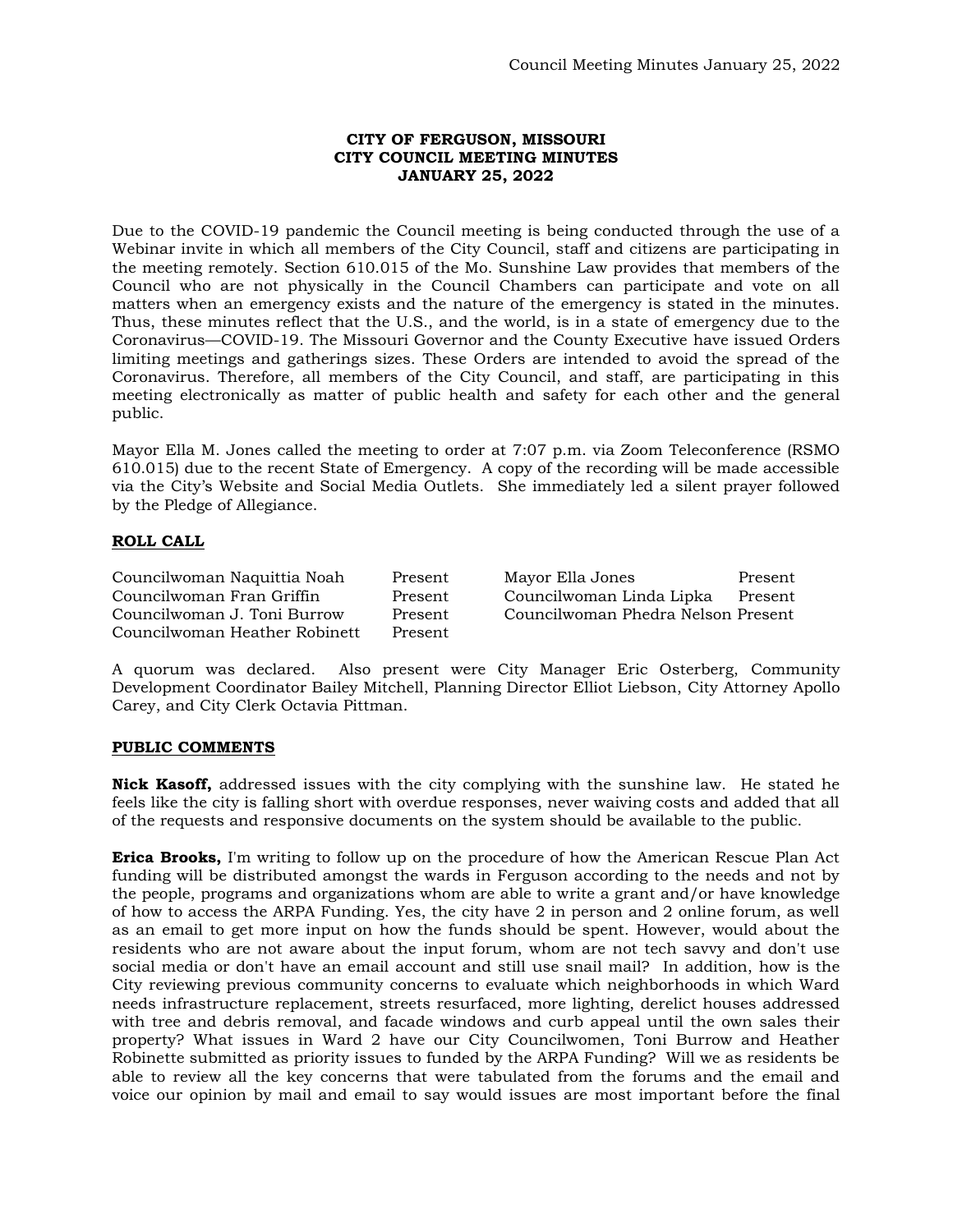**CITY OF FERGUSON, MISSOURI**
**CITY COUNCIL MEETING MINUTES**
**JANUARY 25, 2022**

Due to the COVID-19 pandemic the Council meeting is being conducted through the use of a Webinar invite in which all members of the City Council, staff and citizens are participating in the meeting remotely. Section 610.015 of the Mo. Sunshine Law provides that members of the Council who are not physically in the Council Chambers can participate and vote on all matters when an emergency exists and the nature of the emergency is stated in the minutes. Thus, these minutes reflect that the U.S., and the world, is in a state of emergency due to the Coronavirus—COVID-19. The Missouri Governor and the County Executive have issued Orders limiting meetings and gatherings sizes. These Orders are intended to avoid the spread of the Coronavirus. Therefore, all members of the City Council, and staff, are participating in this meeting electronically as matter of public health and safety for each other and the general public.

Mayor Ella M. Jones called the meeting to order at 7:07 p.m. via Zoom Teleconference (RSMO 610.015) due to the recent State of Emergency. A copy of the recording will be made accessible via the City's Website and Social Media Outlets. She immediately led a silent prayer followed by the Pledge of Allegiance.

**ROLL CALL**

| | | | |
|---|---|---|---|
| Councilwoman Naquittia Noah | Present | Mayor Ella Jones | Present |
| Councilwoman Fran Griffin | Present | Councilwoman Linda Lipka | Present |
| Councilwoman J. Toni Burrow | Present | Councilwoman Phedra Nelson | Present |
| Councilwoman Heather Robinett | Present | | |

A quorum was declared. Also present were City Manager Eric Osterberg, Community Development Coordinator Bailey Mitchell, Planning Director Elliot Liebson, City Attorney Apollo Carey, and City Clerk Octavia Pittman.

**PUBLIC COMMENTS**

**Nick Kasoff,** addressed issues with the city complying with the sunshine law. He stated he feels like the city is falling short with overdue responses, never waiving costs and added that all of the requests and responsive documents on the system should be available to the public.

**Erica Brooks,** I'm writing to follow up on the procedure of how the American Rescue Plan Act funding will be distributed amongst the wards in Ferguson according to the needs and not by the people, programs and organizations whom are able to write a grant and/or have knowledge of how to access the ARPA Funding. Yes, the city have 2 in person and 2 online forum, as well as an email to get more input on how the funds should be spent. However, would about the residents who are not aware about the input forum, whom are not tech savvy and don't use social media or don't have an email account and still use snail mail? In addition, how is the City reviewing previous community concerns to evaluate which neighborhoods in which Ward needs infrastructure replacement, streets resurfaced, more lighting, derelict houses addressed with tree and debris removal, and facade windows and curb appeal until the own sales their property? What issues in Ward 2 have our City Councilwomen, Toni Burrow and Heather Robinette submitted as priority issues to funded by the ARPA Funding? Will we as residents be able to review all the key concerns that were tabulated from the forums and the email and voice our opinion by mail and email to say would issues are most important before the final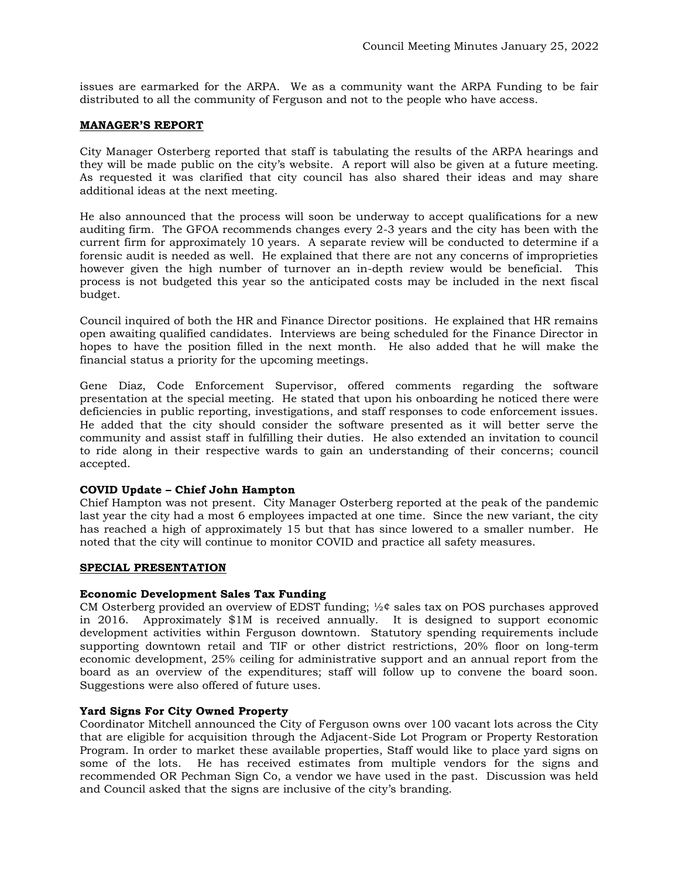issues are earmarked for the ARPA. We as a community want the ARPA Funding to be fair distributed to all the community of Ferguson and not to the people who have access.

## MANAGER'S REPORT

City Manager Osterberg reported that staff is tabulating the results of the ARPA hearings and they will be made public on the city's website. A report will also be given at a future meeting. As requested it was clarified that city council has also shared their ideas and may share additional ideas at the next meeting.

He also announced that the process will soon be underway to accept qualifications for a new auditing firm. The GFOA recommends changes every 2-3 years and the city has been with the current firm for approximately 10 years. A separate review will be conducted to determine if a forensic audit is needed as well. He explained that there are not any concerns of improprieties however given the high number of turnover an in-depth review would be beneficial. This process is not budgeted this year so the anticipated costs may be included in the next fiscal budget.

Council inquired of both the HR and Finance Director positions. He explained that HR remains open awaiting qualified candidates. Interviews are being scheduled for the Finance Director in hopes to have the position filled in the next month. He also added that he will make the financial status a priority for the upcoming meetings.

Gene Diaz, Code Enforcement Supervisor, offered comments regarding the software presentation at the special meeting. He stated that upon his onboarding he noticed there were deficiencies in public reporting, investigations, and staff responses to code enforcement issues. He added that the city should consider the software presented as it will better serve the community and assist staff in fulfilling their duties. He also extended an invitation to council to ride along in their respective wards to gain an understanding of their concerns; council accepted.

### COVID Update – Chief John Hampton

Chief Hampton was not present. City Manager Osterberg reported at the peak of the pandemic last year the city had a most 6 employees impacted at one time. Since the new variant, the city has reached a high of approximately 15 but that has since lowered to a smaller number. He noted that the city will continue to monitor COVID and practice all safety measures.

## SPECIAL PRESENTATION

### Economic Development Sales Tax Funding

CM Osterberg provided an overview of EDST funding; ½¢ sales tax on POS purchases approved in 2016. Approximately $1M is received annually. It is designed to support economic development activities within Ferguson downtown. Statutory spending requirements include supporting downtown retail and TIF or other district restrictions, 20% floor on long-term economic development, 25% ceiling for administrative support and an annual report from the board as an overview of the expenditures; staff will follow up to convene the board soon. Suggestions were also offered of future uses.

### Yard Signs For City Owned Property

Coordinator Mitchell announced the City of Ferguson owns over 100 vacant lots across the City that are eligible for acquisition through the Adjacent-Side Lot Program or Property Restoration Program. In order to market these available properties, Staff would like to place yard signs on some of the lots. He has received estimates from multiple vendors for the signs and recommended OR Pechman Sign Co, a vendor we have used in the past. Discussion was held and Council asked that the signs are inclusive of the city's branding.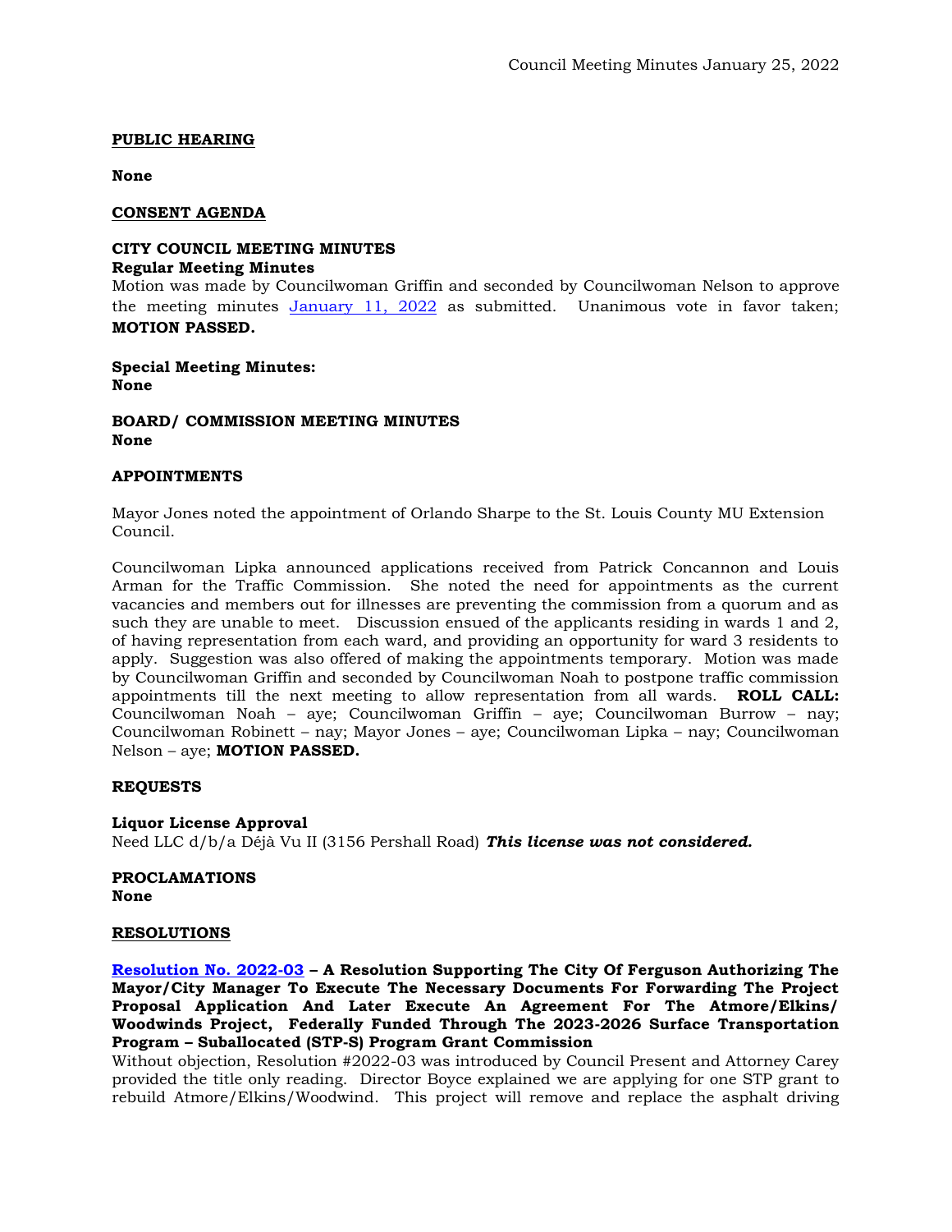**PUBLIC HEARING**

**None**

**CONSENT AGENDA**

**CITY COUNCIL MEETING MINUTES**
**Regular Meeting Minutes**
Motion was made by Councilwoman Griffin and seconded by Councilwoman Nelson to approve the meeting minutes [January 11, 2022] as submitted. Unanimous vote in favor taken; **MOTION PASSED.**

**Special Meeting Minutes:**
**None**

**BOARD/ COMMISSION MEETING MINUTES**
**None**

**APPOINTMENTS**

Mayor Jones noted the appointment of Orlando Sharpe to the St. Louis County MU Extension Council.

Councilwoman Lipka announced applications received from Patrick Concannon and Louis Arman for the Traffic Commission. She noted the need for appointments as the current vacancies and members out for illnesses are preventing the commission from a quorum and as such they are unable to meet. Discussion ensued of the applicants residing in wards 1 and 2, of having representation from each ward, and providing an opportunity for ward 3 residents to apply. Suggestion was also offered of making the appointments temporary. Motion was made by Councilwoman Griffin and seconded by Councilwoman Noah to postpone traffic commission appointments till the next meeting to allow representation from all wards. **ROLL CALL:** Councilwoman Noah – aye; Councilwoman Griffin – aye; Councilwoman Burrow – nay; Councilwoman Robinett – nay; Mayor Jones – aye; Councilwoman Lipka – nay; Councilwoman Nelson – aye; **MOTION PASSED.**

**REQUESTS**

**Liquor License Approval**
Need LLC d/b/a Déjà Vu II (3156 Pershall Road) ***This license was not considered.***

**PROCLAMATIONS**
**None**

**RESOLUTIONS**

**Resolution No. 2022-03 – A Resolution Supporting The City Of Ferguson Authorizing The Mayor/City Manager To Execute The Necessary Documents For Forwarding The Project Proposal Application And Later Execute An Agreement For The Atmore/Elkins/ Woodwinds Project, Federally Funded Through The 2023-2026 Surface Transportation Program – Suballocated (STP-S) Program Grant Commission**
Without objection, Resolution #2022-03 was introduced by Council Present and Attorney Carey provided the title only reading. Director Boyce explained we are applying for one STP grant to rebuild Atmore/Elkins/Woodwind. This project will remove and replace the asphalt driving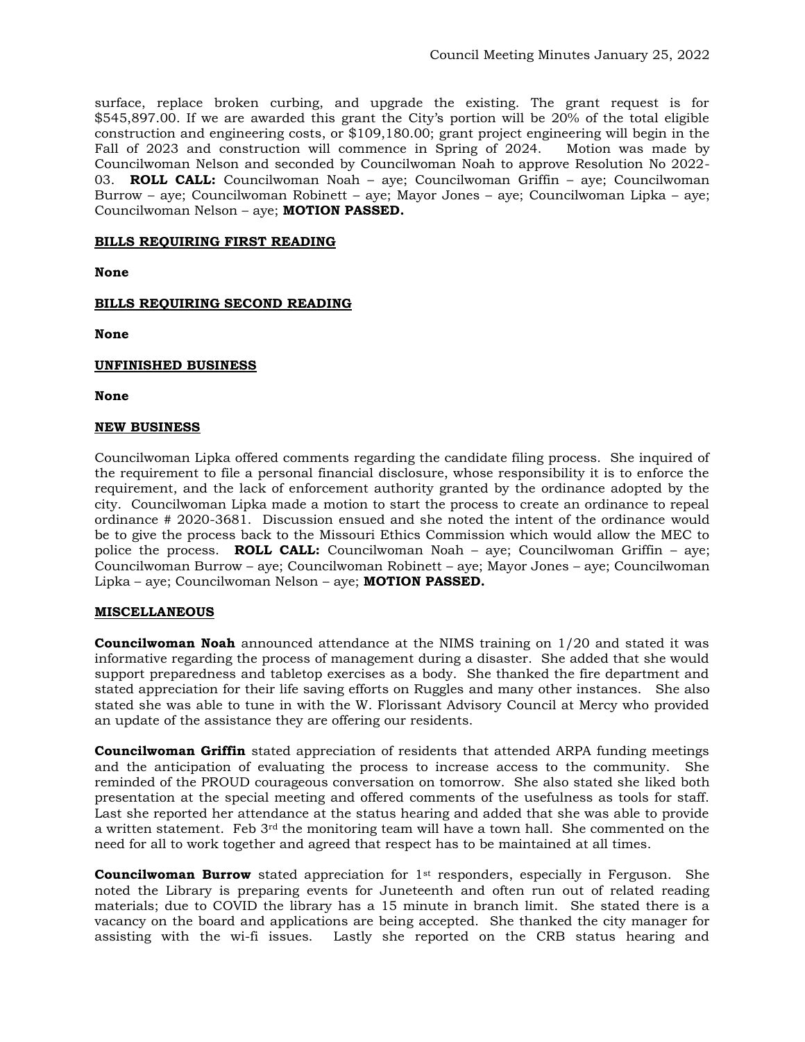surface, replace broken curbing, and upgrade the existing. The grant request is for $545,897.00. If we are awarded this grant the City's portion will be 20% of the total eligible construction and engineering costs, or $109,180.00; grant project engineering will begin in the Fall of 2023 and construction will commence in Spring of 2024. Motion was made by Councilwoman Nelson and seconded by Councilwoman Noah to approve Resolution No 2022-03. **ROLL CALL:** Councilwoman Noah – aye; Councilwoman Griffin – aye; Councilwoman Burrow – aye; Councilwoman Robinett – aye; Mayor Jones – aye; Councilwoman Lipka – aye; Councilwoman Nelson – aye; **MOTION PASSED.**

## BILLS REQUIRING FIRST READING

**None**

## BILLS REQUIRING SECOND READING

**None**

## UNFINISHED BUSINESS

**None**

## NEW BUSINESS

Councilwoman Lipka offered comments regarding the candidate filing process. She inquired of the requirement to file a personal financial disclosure, whose responsibility it is to enforce the requirement, and the lack of enforcement authority granted by the ordinance adopted by the city. Councilwoman Lipka made a motion to start the process to create an ordinance to repeal ordinance # 2020-3681. Discussion ensued and she noted the intent of the ordinance would be to give the process back to the Missouri Ethics Commission which would allow the MEC to police the process. **ROLL CALL:** Councilwoman Noah – aye; Councilwoman Griffin – aye; Councilwoman Burrow – aye; Councilwoman Robinett – aye; Mayor Jones – aye; Councilwoman Lipka – aye; Councilwoman Nelson – aye; **MOTION PASSED.**

## MISCELLANEOUS

**Councilwoman Noah** announced attendance at the NIMS training on 1/20 and stated it was informative regarding the process of management during a disaster. She added that she would support preparedness and tabletop exercises as a body. She thanked the fire department and stated appreciation for their life saving efforts on Ruggles and many other instances. She also stated she was able to tune in with the W. Florissant Advisory Council at Mercy who provided an update of the assistance they are offering our residents.

**Councilwoman Griffin** stated appreciation of residents that attended ARPA funding meetings and the anticipation of evaluating the process to increase access to the community. She reminded of the PROUD courageous conversation on tomorrow. She also stated she liked both presentation at the special meeting and offered comments of the usefulness as tools for staff. Last she reported her attendance at the status hearing and added that she was able to provide a written statement. Feb 3rd the monitoring team will have a town hall. She commented on the need for all to work together and agreed that respect has to be maintained at all times.

**Councilwoman Burrow** stated appreciation for 1st responders, especially in Ferguson. She noted the Library is preparing events for Juneteenth and often run out of related reading materials; due to COVID the library has a 15 minute in branch limit. She stated there is a vacancy on the board and applications are being accepted. She thanked the city manager for assisting with the wi-fi issues. Lastly she reported on the CRB status hearing and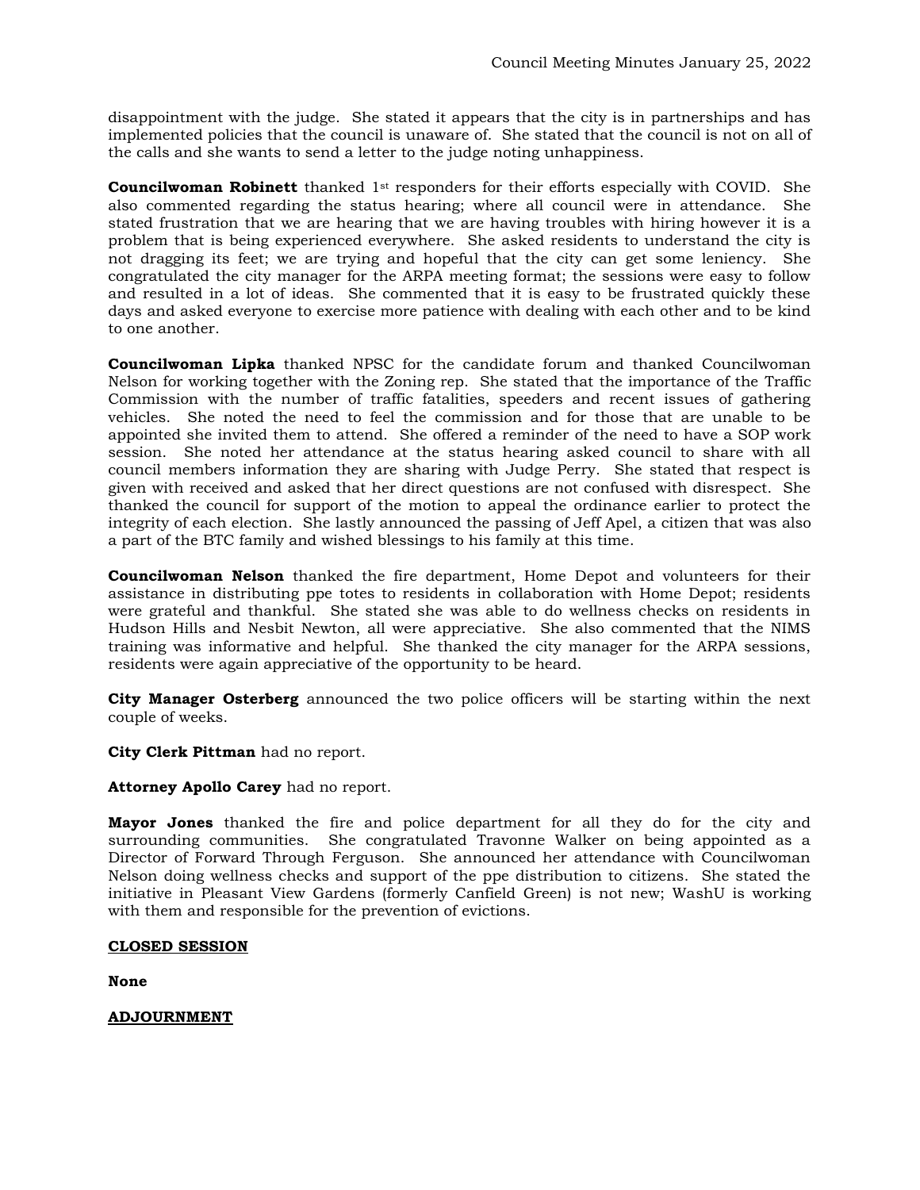disappointment with the judge. She stated it appears that the city is in partnerships and has implemented policies that the council is unaware of. She stated that the council is not on all of the calls and she wants to send a letter to the judge noting unhappiness.

**Councilwoman Robinett** thanked 1st responders for their efforts especially with COVID. She also commented regarding the status hearing; where all council were in attendance. She stated frustration that we are hearing that we are having troubles with hiring however it is a problem that is being experienced everywhere. She asked residents to understand the city is not dragging its feet; we are trying and hopeful that the city can get some leniency. She congratulated the city manager for the ARPA meeting format; the sessions were easy to follow and resulted in a lot of ideas. She commented that it is easy to be frustrated quickly these days and asked everyone to exercise more patience with dealing with each other and to be kind to one another.

**Councilwoman Lipka** thanked NPSC for the candidate forum and thanked Councilwoman Nelson for working together with the Zoning rep. She stated that the importance of the Traffic Commission with the number of traffic fatalities, speeders and recent issues of gathering vehicles. She noted the need to feel the commission and for those that are unable to be appointed she invited them to attend. She offered a reminder of the need to have a SOP work session. She noted her attendance at the status hearing asked council to share with all council members information they are sharing with Judge Perry. She stated that respect is given with received and asked that her direct questions are not confused with disrespect. She thanked the council for support of the motion to appeal the ordinance earlier to protect the integrity of each election. She lastly announced the passing of Jeff Apel, a citizen that was also a part of the BTC family and wished blessings to his family at this time.

**Councilwoman Nelson** thanked the fire department, Home Depot and volunteers for their assistance in distributing ppe totes to residents in collaboration with Home Depot; residents were grateful and thankful. She stated she was able to do wellness checks on residents in Hudson Hills and Nesbit Newton, all were appreciative. She also commented that the NIMS training was informative and helpful. She thanked the city manager for the ARPA sessions, residents were again appreciative of the opportunity to be heard.

**City Manager Osterberg** announced the two police officers will be starting within the next couple of weeks.

**City Clerk Pittman** had no report.

**Attorney Apollo Carey** had no report.

**Mayor Jones** thanked the fire and police department for all they do for the city and surrounding communities. She congratulated Travonne Walker on being appointed as a Director of Forward Through Ferguson. She announced her attendance with Councilwoman Nelson doing wellness checks and support of the ppe distribution to citizens. She stated the initiative in Pleasant View Gardens (formerly Canfield Green) is not new; WashU is working with them and responsible for the prevention of evictions.

## CLOSED SESSION

**None**

## ADJOURNMENT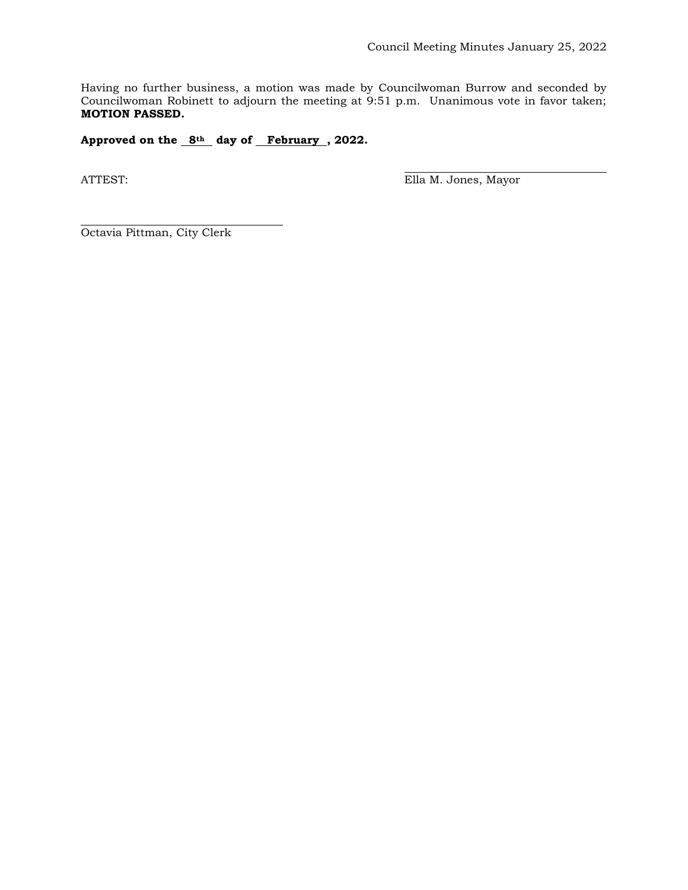Having no further business, a motion was made by Councilwoman Burrow and seconded by Councilwoman Robinett to adjourn the meeting at 9:51 p.m. Unanimous vote in favor taken; **MOTION PASSED.**

**Approved on the 8th day of February, 2022.**

ATTEST:

Ella M. Jones, Mayor

Octavia Pittman, City Clerk